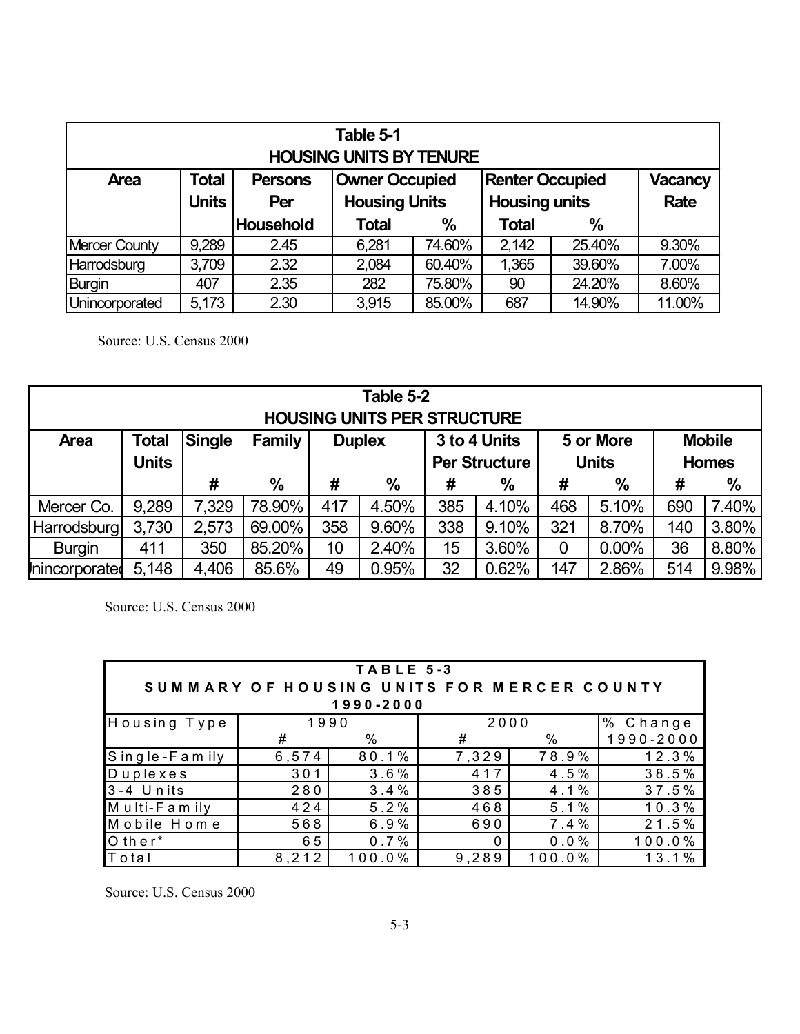| Table 5-1 HOUSING UNITS BY TENURE | | | | | | | |
|---|---|---|---|---|---|---|---|
| Area | Total Units | Persons Per Household | Owner Occupied Housing Units | | Renter Occupied Housing units | | Vacancy Rate |
| | | | Total | % | Total | % | |
| Mercer County | 9,289 | 2.45 | 6,281 | 74.60% | 2,142 | 25.40% | 9.30% |
| Harrodsburg | 3,709 | 2.32 | 2,084 | 60.40% | 1,365 | 39.60% | 7.00% |
| Burgin | 407 | 2.35 | 282 | 75.80% | 90 | 24.20% | 8.60% |
| Unincorporated | 5,173 | 2.30 | 3,915 | 85.00% | 687 | 14.90% | 11.00% |

Source: U.S. Census 2000

| Table 5-2 HOUSING UNITS PER STRUCTURE | | | | | | | | | | | |
|---|---|---|---|---|---|---|---|---|---|---|---|
| Area | Total Units | Single Family | | Duplex | | 3 to 4 Units Per Structure | | 5 or More Units | | Mobile Homes | |
| | | # | % | # | % | # | % | # | % | # | % |
| Mercer Co. | 9,289 | 7,329 | 78.90% | 417 | 4.50% | 385 | 4.10% | 468 | 5.10% | 690 | 7.40% |
| Harrodsburg | 3,730 | 2,573 | 69.00% | 358 | 9.60% | 338 | 9.10% | 321 | 8.70% | 140 | 3.80% |
| Burgin | 411 | 350 | 85.20% | 10 | 2.40% | 15 | 3.60% | 0 | 0.00% | 36 | 8.80% |
| Unincorporated | 5,148 | 4,406 | 85.6% | 49 | 0.95% | 32 | 0.62% | 147 | 2.86% | 514 | 9.98% |

Source: U.S. Census 2000

| TABLE 5-3 SUMMARY OF HOUSING UNITS FOR MERCER COUNTY 1990-2000 | | | | | |
|---|---|---|---|---|---|
| Housing Type | 1990 | | 2000 | | % Change |
| | # | % | # | % | 1990-2000 |
| Single-Family | 6,574 | 80.1% | 7,329 | 78.9% | 12.3% |
| Duplexes | 301 | 3.6% | 417 | 4.5% | 38.5% |
| 3-4 Units | 280 | 3.4% | 385 | 4.1% | 37.5% |
| Multi-Family | 424 | 5.2% | 468 | 5.1% | 10.3% |
| Mobile Home | 568 | 6.9% | 690 | 7.4% | 21.5% |
| Other* | 65 | 0.7% | 0 | 0.0% | 100.0% |
| Total | 8,212 | 100.0% | 9,289 | 100.0% | 13.1% |

Source: U.S. Census 2000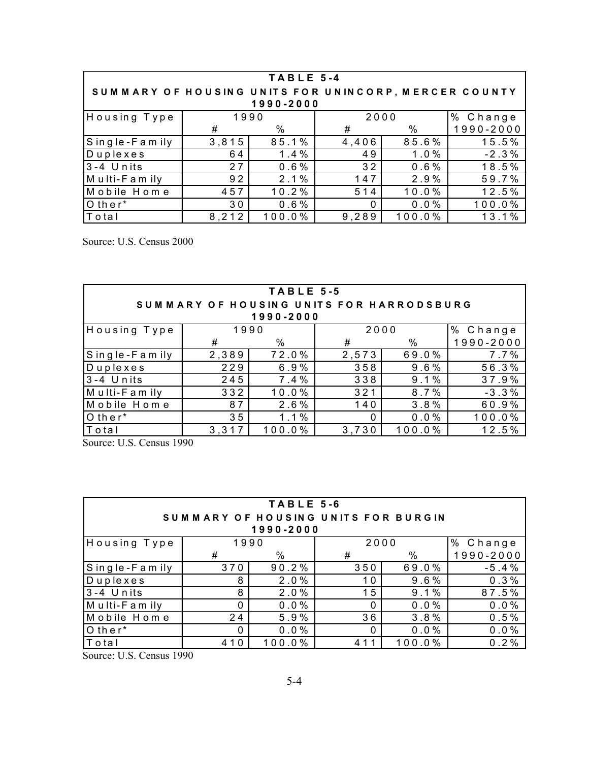| TABLE 5-4<br>SUMMARY OF HOUSING UNITS FOR UNINCORP, MERCER COUNTY<br>1990-2000 | | | | | |
|---|---|---|---|---|---|
| Housing Type | 1990 | | 2000 | | % Change |
| | # | % | # | % | 1990-2000 |
| Single-Family | 3,815 | 85.1% | 4,406 | 85.6% | 15.5% |
| Duplexes | 64 | 1.4% | 49 | 1.0% | -2.3% |
| 3-4 Units | 27 | 0.6% | 32 | 0.6% | 18.5% |
| Multi-Family | 92 | 2.1% | 147 | 2.9% | 59.7% |
| Mobile Home | 457 | 10.2% | 514 | 10.0% | 12.5% |
| Other* | 30 | 0.6% | 0 | 0.0% | 100.0% |
| Total | 8,212 | 100.0% | 9,289 | 100.0% | 13.1% |

Source: U.S. Census 2000

| TABLE 5-5<br>SUMMARY OF HOUSING UNITS FOR HARRODSBURG<br>1990-2000 | | | | | |
|---|---|---|---|---|---|
| Housing Type | 1990 | | 2000 | | % Change |
| | # | % | # | % | 1990-2000 |
| Single-Family | 2,389 | 72.0% | 2,573 | 69.0% | 7.7% |
| Duplexes | 229 | 6.9% | 358 | 9.6% | 56.3% |
| 3-4 Units | 245 | 7.4% | 338 | 9.1% | 37.9% |
| Multi-Family | 332 | 10.0% | 321 | 8.7% | -3.3% |
| Mobile Home | 87 | 2.6% | 140 | 3.8% | 60.9% |
| Other* | 35 | 1.1% | 0 | 0.0% | 100.0% |
| Total | 3,317 | 100.0% | 3,730 | 100.0% | 12.5% |

Source: U.S. Census 1990

| TABLE 5-6<br>SUMMARY OF HOUSING UNITS FOR BURGIN<br>1990-2000 | | | | | |
|---|---|---|---|---|---|
| Housing Type | 1990 | | 2000 | | % Change |
| | # | % | # | % | 1990-2000 |
| Single-Family | 370 | 90.2% | 350 | 69.0% | -5.4% |
| Duplexes | 8 | 2.0% | 10 | 9.6% | 0.3% |
| 3-4 Units | 8 | 2.0% | 15 | 9.1% | 87.5% |
| Multi-Family | 0 | 0.0% | 0 | 0.0% | 0.0% |
| Mobile Home | 24 | 5.9% | 36 | 3.8% | 0.5% |
| Other* | 0 | 0.0% | 0 | 0.0% | 0.0% |
| Total | 410 | 100.0% | 411 | 100.0% | 0.2% |

Source: U.S. Census 1990